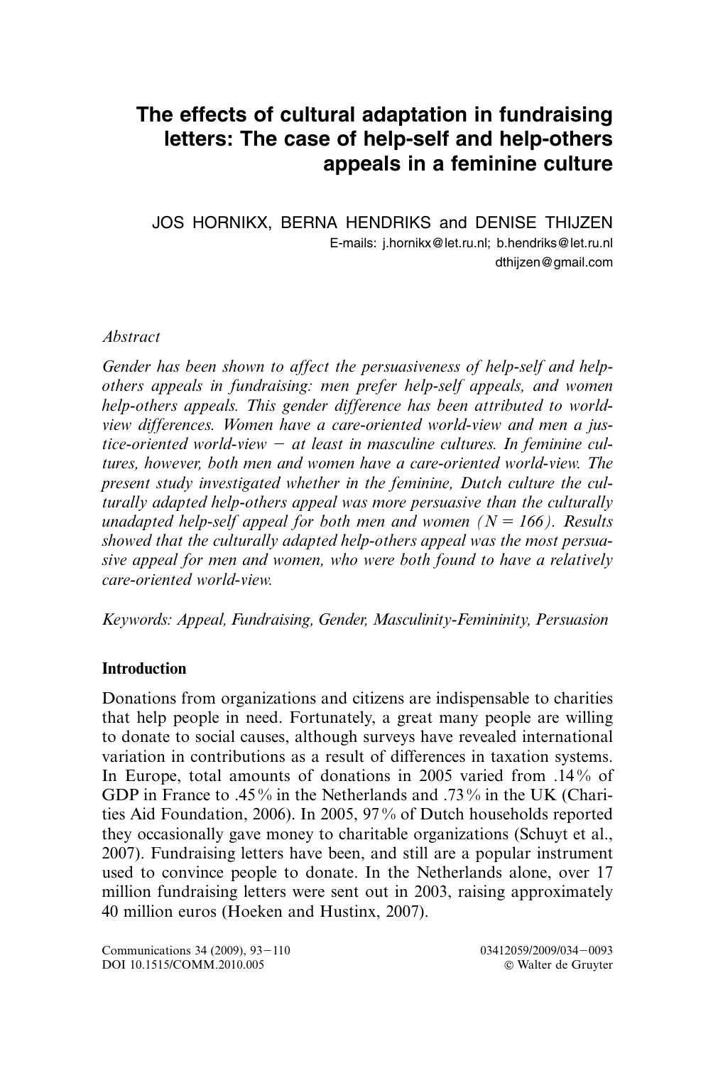# The effects of cultural adaptation in fundraising letters: The case of help-self and help-others appeals in a feminine culture

JOS HORNIKX, BERNA HENDRIKS and DENISE THIJZEN

E-mails: j.hornikx@let.ru.nl; b.hendriks@let.ru.nl
dthijzen@gmail.com

*Abstract*

*Gender has been shown to affect the persuasiveness of help-self and help-others appeals in fundraising: men prefer help-self appeals, and women help-others appeals. This gender difference has been attributed to world-view differences. Women have a care-oriented world-view and men a justice-oriented world-view – at least in masculine cultures. In feminine cultures, however, both men and women have a care-oriented world-view. The present study investigated whether in the feminine, Dutch culture the culturally adapted help-others appeal was more persuasive than the culturally unadapted help-self appeal for both men and women ($N = 166$). Results showed that the culturally adapted help-others appeal was the most persuasive appeal for men and women, who were both found to have a relatively care-oriented world-view.*

*Keywords: Appeal, Fundraising, Gender, Masculinity-Femininity, Persuasion*

## Introduction

Donations from organizations and citizens are indispensable to charities that help people in need. Fortunately, a great many people are willing to donate to social causes, although surveys have revealed international variation in contributions as a result of differences in taxation systems. In Europe, total amounts of donations in 2005 varied from .14% of GDP in France to .45% in the Netherlands and .73% in the UK (Charities Aid Foundation, 2006). In 2005, 97% of Dutch households reported they occasionally gave money to charitable organizations (Schuyt et al., 2007). Fundraising letters have been, and still are a popular instrument used to convince people to donate. In the Netherlands alone, over 17 million fundraising letters were sent out in 2003, raising approximately 40 million euros (Hoeken and Hustinx, 2007).

Communications 34 (2009), 93–110 03412059/2009/034–0093
DOI 10.1515/COMM.2010.005 © Walter de Gruyter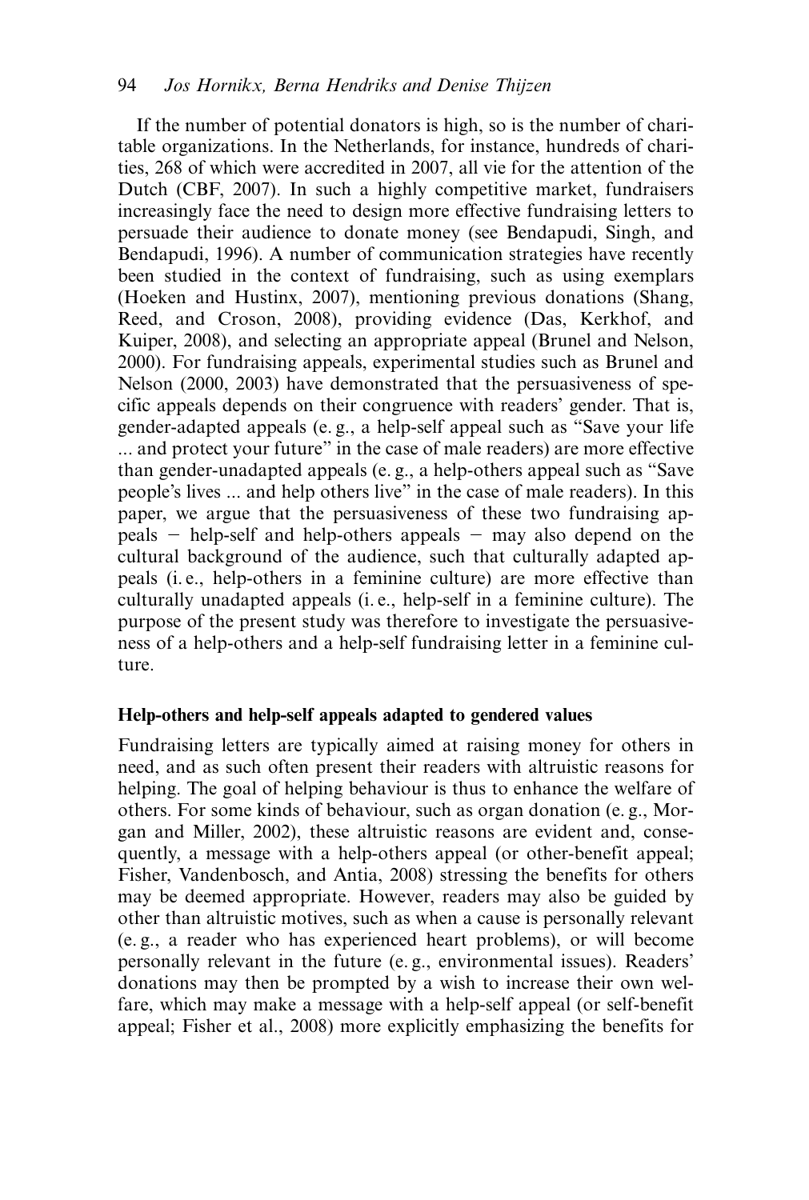If the number of potential donators is high, so is the number of charitable organizations. In the Netherlands, for instance, hundreds of charities, 268 of which were accredited in 2007, all vie for the attention of the Dutch (CBF, 2007). In such a highly competitive market, fundraisers increasingly face the need to design more effective fundraising letters to persuade their audience to donate money (see Bendapudi, Singh, and Bendapudi, 1996). A number of communication strategies have recently been studied in the context of fundraising, such as using exemplars (Hoeken and Hustinx, 2007), mentioning previous donations (Shang, Reed, and Croson, 2008), providing evidence (Das, Kerkhof, and Kuiper, 2008), and selecting an appropriate appeal (Brunel and Nelson, 2000). For fundraising appeals, experimental studies such as Brunel and Nelson (2000, 2003) have demonstrated that the persuasiveness of specific appeals depends on their congruence with readers' gender. That is, gender-adapted appeals (e. g., a help-self appeal such as "Save your life ... and protect your future" in the case of male readers) are more effective than gender-unadapted appeals (e. g., a help-others appeal such as "Save people's lives ... and help others live" in the case of male readers). In this paper, we argue that the persuasiveness of these two fundraising appeals − help-self and help-others appeals − may also depend on the cultural background of the audience, such that culturally adapted appeals (i. e., help-others in a feminine culture) are more effective than culturally unadapted appeals (i. e., help-self in a feminine culture). The purpose of the present study was therefore to investigate the persuasiveness of a help-others and a help-self fundraising letter in a feminine culture.

### Help-others and help-self appeals adapted to gendered values

Fundraising letters are typically aimed at raising money for others in need, and as such often present their readers with altruistic reasons for helping. The goal of helping behaviour is thus to enhance the welfare of others. For some kinds of behaviour, such as organ donation (e. g., Morgan and Miller, 2002), these altruistic reasons are evident and, consequently, a message with a help-others appeal (or other-benefit appeal; Fisher, Vandenbosch, and Antia, 2008) stressing the benefits for others may be deemed appropriate. However, readers may also be guided by other than altruistic motives, such as when a cause is personally relevant (e. g., a reader who has experienced heart problems), or will become personally relevant in the future (e. g., environmental issues). Readers' donations may then be prompted by a wish to increase their own welfare, which may make a message with a help-self appeal (or self-benefit appeal; Fisher et al., 2008) more explicitly emphasizing the benefits for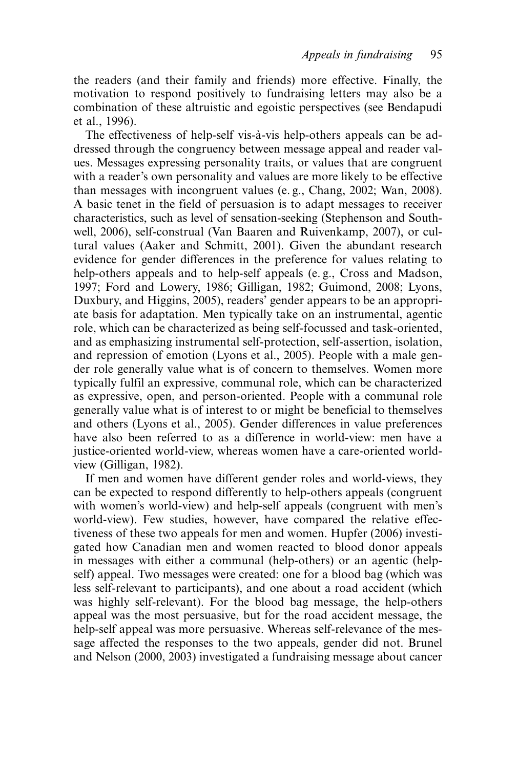the readers (and their family and friends) more effective. Finally, the motivation to respond positively to fundraising letters may also be a combination of these altruistic and egoistic perspectives (see Bendapudi et al., 1996).

The effectiveness of help-self vis-à-vis help-others appeals can be addressed through the congruency between message appeal and reader values. Messages expressing personality traits, or values that are congruent with a reader's own personality and values are more likely to be effective than messages with incongruent values (e. g., Chang, 2002; Wan, 2008). A basic tenet in the field of persuasion is to adapt messages to receiver characteristics, such as level of sensation-seeking (Stephenson and Southwell, 2006), self-construal (Van Baaren and Ruivenkamp, 2007), or cultural values (Aaker and Schmitt, 2001). Given the abundant research evidence for gender differences in the preference for values relating to help-others appeals and to help-self appeals (e. g., Cross and Madson, 1997; Ford and Lowery, 1986; Gilligan, 1982; Guimond, 2008; Lyons, Duxbury, and Higgins, 2005), readers' gender appears to be an appropriate basis for adaptation. Men typically take on an instrumental, agentic role, which can be characterized as being self-focussed and task-oriented, and as emphasizing instrumental self-protection, self-assertion, isolation, and repression of emotion (Lyons et al., 2005). People with a male gender role generally value what is of concern to themselves. Women more typically fulfil an expressive, communal role, which can be characterized as expressive, open, and person-oriented. People with a communal role generally value what is of interest to or might be beneficial to themselves and others (Lyons et al., 2005). Gender differences in value preferences have also been referred to as a difference in world-view: men have a justice-oriented world-view, whereas women have a care-oriented world-view (Gilligan, 1982).

If men and women have different gender roles and world-views, they can be expected to respond differently to help-others appeals (congruent with women's world-view) and help-self appeals (congruent with men's world-view). Few studies, however, have compared the relative effectiveness of these two appeals for men and women. Hupfer (2006) investigated how Canadian men and women reacted to blood donor appeals in messages with either a communal (help-others) or an agentic (help-self) appeal. Two messages were created: one for a blood bag (which was less self-relevant to participants), and one about a road accident (which was highly self-relevant). For the blood bag message, the help-others appeal was the most persuasive, but for the road accident message, the help-self appeal was more persuasive. Whereas self-relevance of the message affected the responses to the two appeals, gender did not. Brunel and Nelson (2000, 2003) investigated a fundraising message about cancer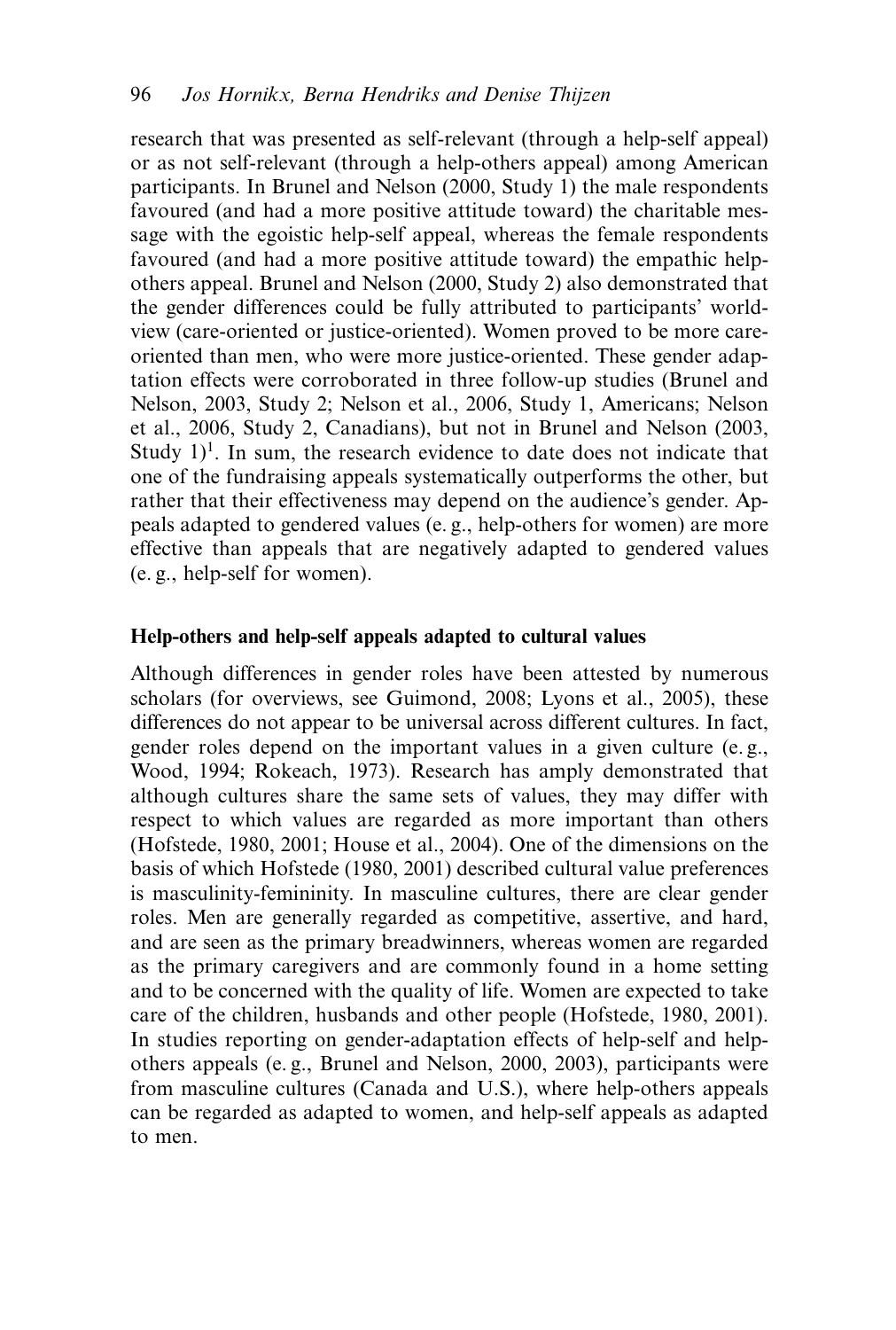research that was presented as self-relevant (through a help-self appeal) or as not self-relevant (through a help-others appeal) among American participants. In Brunel and Nelson (2000, Study 1) the male respondents favoured (and had a more positive attitude toward) the charitable message with the egoistic help-self appeal, whereas the female respondents favoured (and had a more positive attitude toward) the empathic help-others appeal. Brunel and Nelson (2000, Study 2) also demonstrated that the gender differences could be fully attributed to participants' worldview (care-oriented or justice-oriented). Women proved to be more care-oriented than men, who were more justice-oriented. These gender adaptation effects were corroborated in three follow-up studies (Brunel and Nelson, 2003, Study 2; Nelson et al., 2006, Study 1, Americans; Nelson et al., 2006, Study 2, Canadians), but not in Brunel and Nelson (2003, Study 1)[1]. In sum, the research evidence to date does not indicate that one of the fundraising appeals systematically outperforms the other, but rather that their effectiveness may depend on the audience's gender. Appeals adapted to gendered values (e. g., help-others for women) are more effective than appeals that are negatively adapted to gendered values (e. g., help-self for women).

### Help-others and help-self appeals adapted to cultural values

Although differences in gender roles have been attested by numerous scholars (for overviews, see Guimond, 2008; Lyons et al., 2005), these differences do not appear to be universal across different cultures. In fact, gender roles depend on the important values in a given culture (e. g., Wood, 1994; Rokeach, 1973). Research has amply demonstrated that although cultures share the same sets of values, they may differ with respect to which values are regarded as more important than others (Hofstede, 1980, 2001; House et al., 2004). One of the dimensions on the basis of which Hofstede (1980, 2001) described cultural value preferences is masculinity-femininity. In masculine cultures, there are clear gender roles. Men are generally regarded as competitive, assertive, and hard, and are seen as the primary breadwinners, whereas women are regarded as the primary caregivers and are commonly found in a home setting and to be concerned with the quality of life. Women are expected to take care of the children, husbands and other people (Hofstede, 1980, 2001). In studies reporting on gender-adaptation effects of help-self and help-others appeals (e. g., Brunel and Nelson, 2000, 2003), participants were from masculine cultures (Canada and U.S.), where help-others appeals can be regarded as adapted to women, and help-self appeals as adapted to men.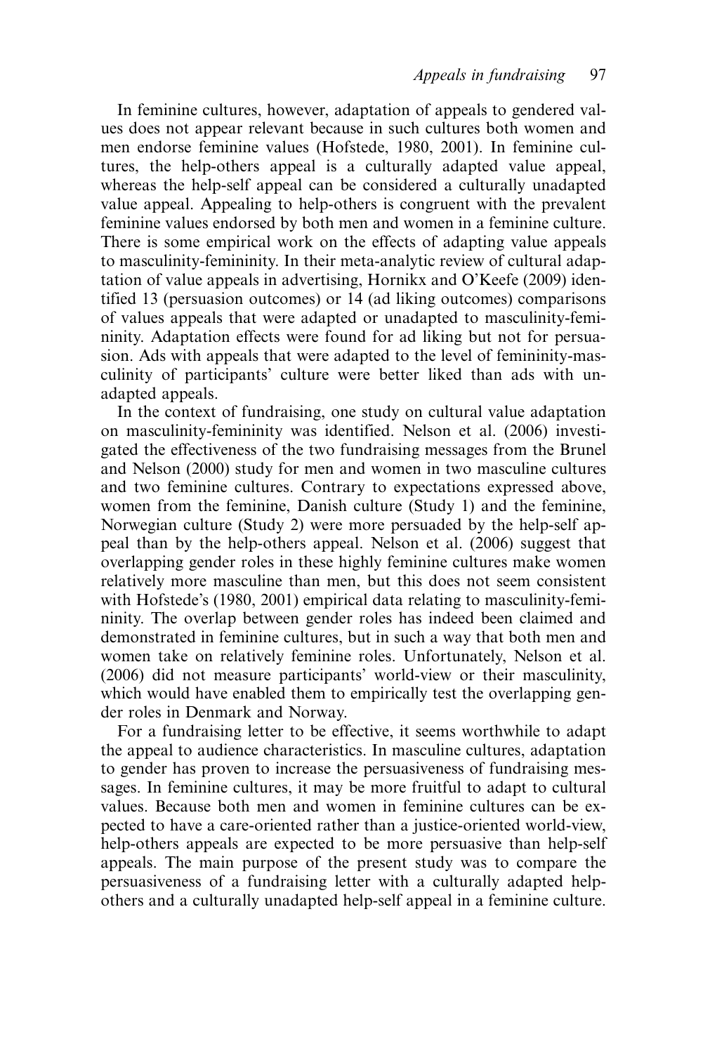In feminine cultures, however, adaptation of appeals to gendered values does not appear relevant because in such cultures both women and men endorse feminine values (Hofstede, 1980, 2001). In feminine cultures, the help-others appeal is a culturally adapted value appeal, whereas the help-self appeal can be considered a culturally unadapted value appeal. Appealing to help-others is congruent with the prevalent feminine values endorsed by both men and women in a feminine culture. There is some empirical work on the effects of adapting value appeals to masculinity-femininity. In their meta-analytic review of cultural adaptation of value appeals in advertising, Hornikx and O'Keefe (2009) identified 13 (persuasion outcomes) or 14 (ad liking outcomes) comparisons of values appeals that were adapted or unadapted to masculinity-femininity. Adaptation effects were found for ad liking but not for persuasion. Ads with appeals that were adapted to the level of femininity-masculinity of participants' culture were better liked than ads with unadapted appeals.

In the context of fundraising, one study on cultural value adaptation on masculinity-femininity was identified. Nelson et al. (2006) investigated the effectiveness of the two fundraising messages from the Brunel and Nelson (2000) study for men and women in two masculine cultures and two feminine cultures. Contrary to expectations expressed above, women from the feminine, Danish culture (Study 1) and the feminine, Norwegian culture (Study 2) were more persuaded by the help-self appeal than by the help-others appeal. Nelson et al. (2006) suggest that overlapping gender roles in these highly feminine cultures make women relatively more masculine than men, but this does not seem consistent with Hofstede's (1980, 2001) empirical data relating to masculinity-femininity. The overlap between gender roles has indeed been claimed and demonstrated in feminine cultures, but in such a way that both men and women take on relatively feminine roles. Unfortunately, Nelson et al. (2006) did not measure participants' world-view or their masculinity, which would have enabled them to empirically test the overlapping gender roles in Denmark and Norway.

For a fundraising letter to be effective, it seems worthwhile to adapt the appeal to audience characteristics. In masculine cultures, adaptation to gender has proven to increase the persuasiveness of fundraising messages. In feminine cultures, it may be more fruitful to adapt to cultural values. Because both men and women in feminine cultures can be expected to have a care-oriented rather than a justice-oriented world-view, help-others appeals are expected to be more persuasive than help-self appeals. The main purpose of the present study was to compare the persuasiveness of a fundraising letter with a culturally adapted help-others and a culturally unadapted help-self appeal in a feminine culture.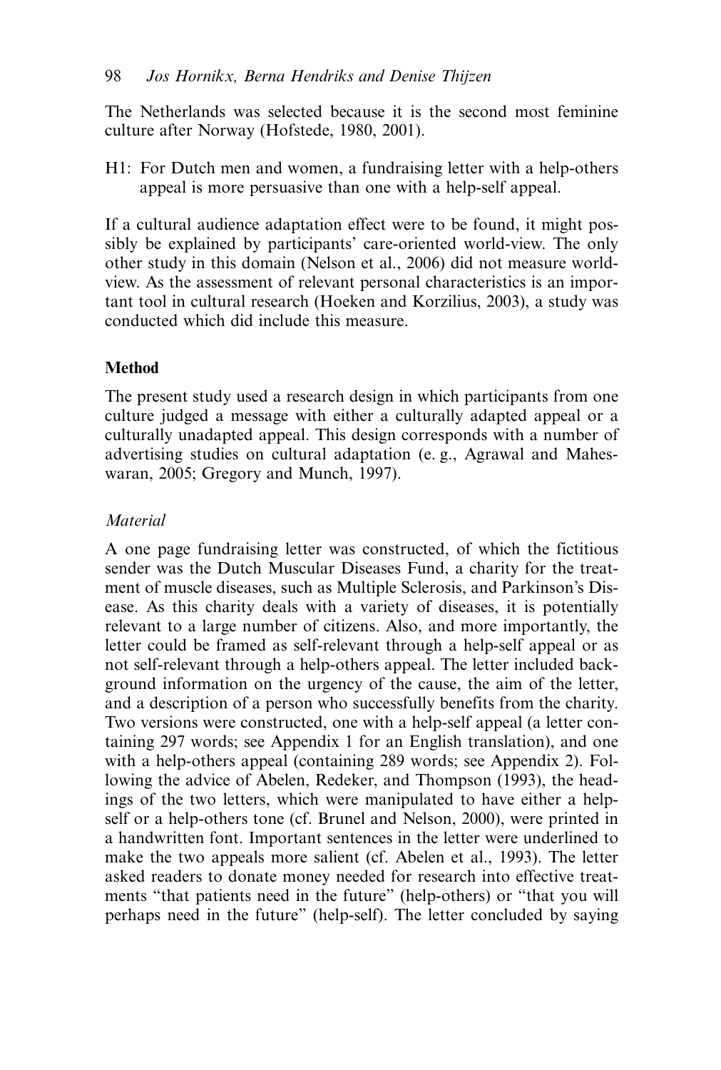The Netherlands was selected because it is the second most feminine culture after Norway (Hofstede, 1980, 2001).

H1: For Dutch men and women, a fundraising letter with a help-others appeal is more persuasive than one with a help-self appeal.

If a cultural audience adaptation effect were to be found, it might possibly be explained by participants' care-oriented world-view. The only other study in this domain (Nelson et al., 2006) did not measure world-view. As the assessment of relevant personal characteristics is an important tool in cultural research (Hoeken and Korzilius, 2003), a study was conducted which did include this measure.

## Method

The present study used a research design in which participants from one culture judged a message with either a culturally adapted appeal or a culturally unadapted appeal. This design corresponds with a number of advertising studies on cultural adaptation (e. g., Agrawal and Maheswaran, 2005; Gregory and Munch, 1997).

### *Material*

A one page fundraising letter was constructed, of which the fictitious sender was the Dutch Muscular Diseases Fund, a charity for the treatment of muscle diseases, such as Multiple Sclerosis, and Parkinson's Disease. As this charity deals with a variety of diseases, it is potentially relevant to a large number of citizens. Also, and more importantly, the letter could be framed as self-relevant through a help-self appeal or as not self-relevant through a help-others appeal. The letter included background information on the urgency of the cause, the aim of the letter, and a description of a person who successfully benefits from the charity. Two versions were constructed, one with a help-self appeal (a letter containing 297 words; see Appendix 1 for an English translation), and one with a help-others appeal (containing 289 words; see Appendix 2). Following the advice of Abelen, Redeker, and Thompson (1993), the headings of the two letters, which were manipulated to have either a help-self or a help-others tone (cf. Brunel and Nelson, 2000), were printed in a handwritten font. Important sentences in the letter were underlined to make the two appeals more salient (cf. Abelen et al., 1993). The letter asked readers to donate money needed for research into effective treatments "that patients need in the future" (help-others) or "that you will perhaps need in the future" (help-self). The letter concluded by saying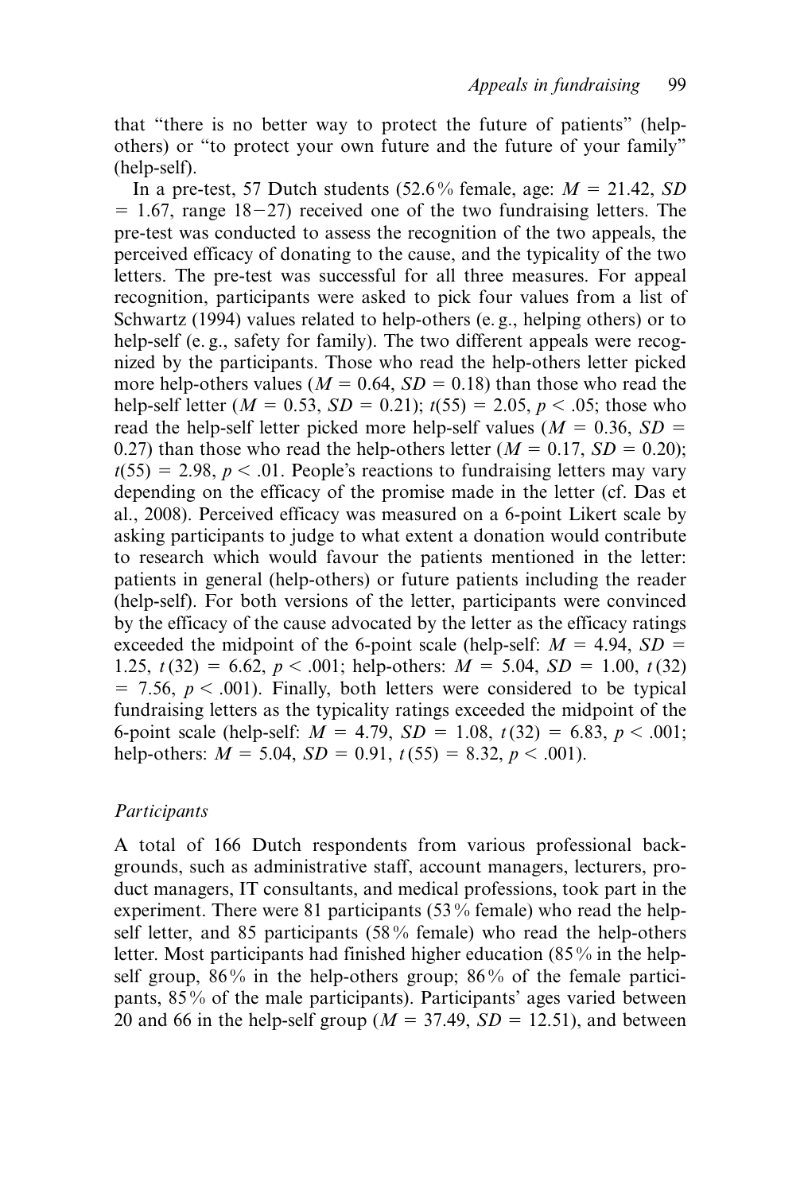that "there is no better way to protect the future of patients" (help-others) or "to protect your own future and the future of your family" (help-self).

In a pre-test, 57 Dutch students (52.6 % female, age: $M = 21.42$, $SD = 1.67$, range 18–27) received one of the two fundraising letters. The pre-test was conducted to assess the recognition of the two appeals, the perceived efficacy of donating to the cause, and the typicality of the two letters. The pre-test was successful for all three measures. For appeal recognition, participants were asked to pick four values from a list of Schwartz (1994) values related to help-others (e. g., helping others) or to help-self (e. g., safety for family). The two different appeals were recognized by the participants. Those who read the help-others letter picked more help-others values ($M = 0.64$, $SD = 0.18$) than those who read the help-self letter ($M = 0.53$, $SD = 0.21$); $t(55) = 2.05$, $p < .05$; those who read the help-self letter picked more help-self values ($M = 0.36$, $SD = 0.27$) than those who read the help-others letter ($M = 0.17$, $SD = 0.20$); $t(55) = 2.98$, $p < .01$. People's reactions to fundraising letters may vary depending on the efficacy of the promise made in the letter (cf. Das et al., 2008). Perceived efficacy was measured on a 6-point Likert scale by asking participants to judge to what extent a donation would contribute to research which would favour the patients mentioned in the letter: patients in general (help-others) or future patients including the reader (help-self). For both versions of the letter, participants were convinced by the efficacy of the cause advocated by the letter as the efficacy ratings exceeded the midpoint of the 6-point scale (help-self: $M = 4.94$, $SD = 1.25$, $t(32) = 6.62$, $p < .001$; help-others: $M = 5.04$, $SD = 1.00$, $t(32) = 7.56$, $p < .001$). Finally, both letters were considered to be typical fundraising letters as the typicality ratings exceeded the midpoint of the 6-point scale (help-self: $M = 4.79$, $SD = 1.08$, $t(32) = 6.83$, $p < .001$; help-others: $M = 5.04$, $SD = 0.91$, $t(55) = 8.32$, $p < .001$).

*Participants*

A total of 166 Dutch respondents from various professional backgrounds, such as administrative staff, account managers, lecturers, product managers, IT consultants, and medical professions, took part in the experiment. There were 81 participants (53 % female) who read the help-self letter, and 85 participants (58 % female) who read the help-others letter. Most participants had finished higher education (85 % in the help-self group, 86 % in the help-others group; 86 % of the female participants, 85 % of the male participants). Participants' ages varied between 20 and 66 in the help-self group ($M = 37.49$, $SD = 12.51$), and between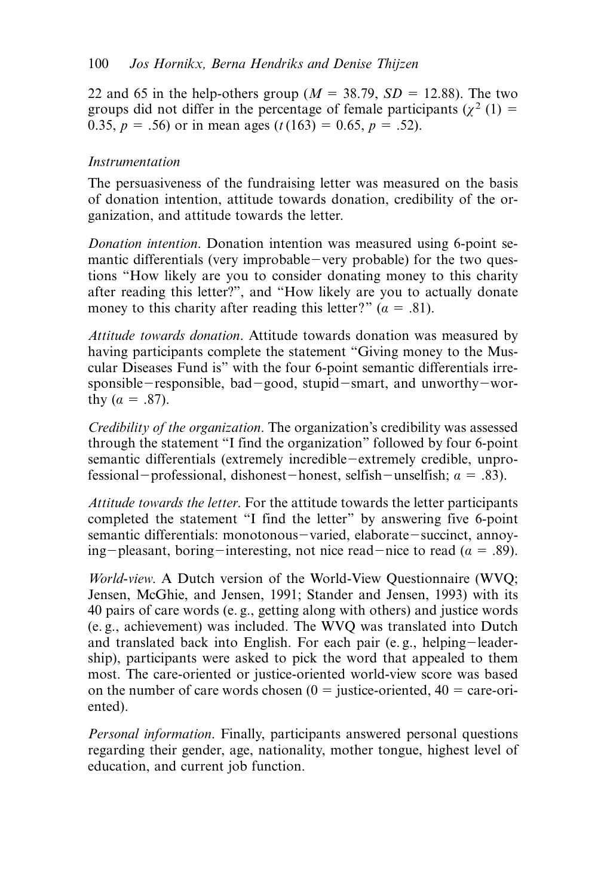22 and 65 in the help-others group ($M$ = 38.79, $SD$ = 12.88). The two groups did not differ in the percentage of female participants ($\chi^2$ (1) = 0.35, $p$ = .56) or in mean ages ($t$(163) = 0.65, $p$ = .52).

### *Instrumentation*

The persuasiveness of the fundraising letter was measured on the basis of donation intention, attitude towards donation, credibility of the organization, and attitude towards the letter.

*Donation intention*. Donation intention was measured using 6-point semantic differentials (very improbable–very probable) for the two questions "How likely are you to consider donating money to this charity after reading this letter?", and "How likely are you to actually donate money to this charity after reading this letter?" ($\alpha$ = .81).

*Attitude towards donation*. Attitude towards donation was measured by having participants complete the statement "Giving money to the Muscular Diseases Fund is" with the four 6-point semantic differentials irresponsible–responsible, bad–good, stupid–smart, and unworthy–worthy ($\alpha$ = .87).

*Credibility of the organization*. The organization's credibility was assessed through the statement "I find the organization" followed by four 6-point semantic differentials (extremely incredible–extremely credible, unprofessional–professional, dishonest–honest, selfish–unselfish; $\alpha$ = .83).

*Attitude towards the letter*. For the attitude towards the letter participants completed the statement "I find the letter" by answering five 6-point semantic differentials: monotonous–varied, elaborate–succinct, annoying–pleasant, boring–interesting, not nice read–nice to read ($\alpha$ = .89).

*World-view*. A Dutch version of the World-View Questionnaire (WVQ; Jensen, McGhie, and Jensen, 1991; Stander and Jensen, 1993) with its 40 pairs of care words (e. g., getting along with others) and justice words (e. g., achievement) was included. The WVQ was translated into Dutch and translated back into English. For each pair (e. g., helping–leadership), participants were asked to pick the word that appealed to them most. The care-oriented or justice-oriented world-view score was based on the number of care words chosen (0 = justice-oriented, 40 = care-oriented).

*Personal information*. Finally, participants answered personal questions regarding their gender, age, nationality, mother tongue, highest level of education, and current job function.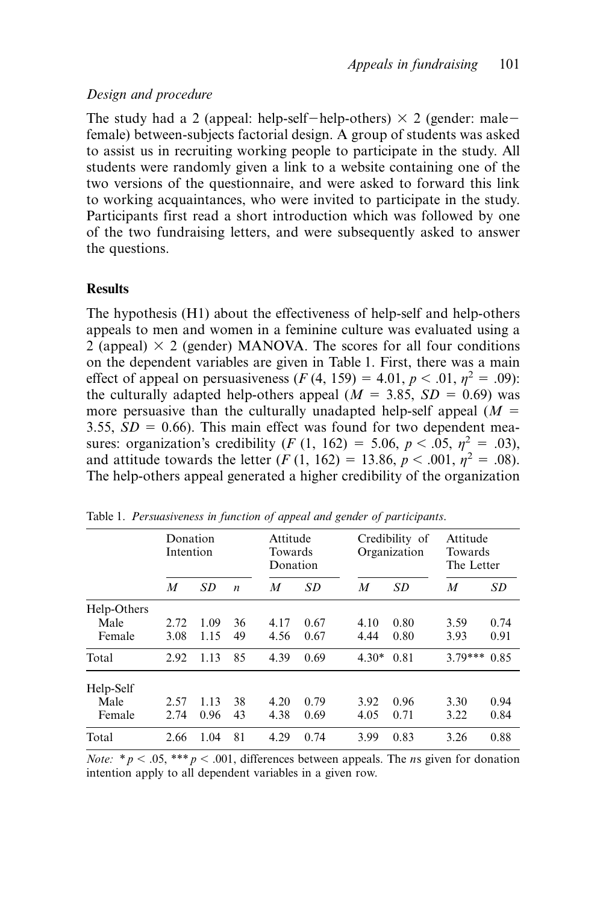*Design and procedure*

The study had a 2 (appeal: help-self−help-others) × 2 (gender: male−female) between-subjects factorial design. A group of students was asked to assist us in recruiting working people to participate in the study. All students were randomly given a link to a website containing one of the two versions of the questionnaire, and were asked to forward this link to working acquaintances, who were invited to participate in the study. Participants first read a short introduction which was followed by one of the two fundraising letters, and were subsequently asked to answer the questions.

## Results

The hypothesis (H1) about the effectiveness of help-self and help-others appeals to men and women in a feminine culture was evaluated using a 2 (appeal) × 2 (gender) MANOVA. The scores for all four conditions on the dependent variables are given in Table 1. First, there was a main effect of appeal on persuasiveness ($F\,(4,\,159) = 4.01$, $p < .01$, $\eta^2 = .09$): the culturally adapted help-others appeal ($M = 3.85$, $SD = 0.69$) was more persuasive than the culturally unadapted help-self appeal ($M = 3.55$, $SD = 0.66$). This main effect was found for two dependent measures: organization's credibility ($F\,(1,\,162) = 5.06$, $p < .05$, $\eta^2 = .03$), and attitude towards the letter ($F\,(1,\,162) = 13.86$, $p < .001$, $\eta^2 = .08$). The help-others appeal generated a higher credibility of the organization

Table 1. *Persuasiveness in function of appeal and gender of participants.*

| | Donation Intention | | | Attitude Towards Donation | | Credibility of Organization | | Attitude Towards The Letter | |
|---|---|---|---|---|---|---|---|---|---|
| | *M* | *SD* | *n* | *M* | *SD* | *M* | *SD* | *M* | *SD* |
| Help-Others | | | | | | | | | |
| Male | 2.72 | 1.09 | 36 | 4.17 | 0.67 | 4.10 | 0.80 | 3.59 | 0.74 |
| Female | 3.08 | 1.15 | 49 | 4.56 | 0.67 | 4.44 | 0.80 | 3.93 | 0.91 |
| Total | 2.92 | 1.13 | 85 | 4.39 | 0.69 | 4.30* | 0.81 | 3.79*** | 0.85 |
| Help-Self | | | | | | | | | |
| Male | 2.57 | 1.13 | 38 | 4.20 | 0.79 | 3.92 | 0.96 | 3.30 | 0.94 |
| Female | 2.74 | 0.96 | 43 | 4.38 | 0.69 | 4.05 | 0.71 | 3.22 | 0.84 |
| Total | 2.66 | 1.04 | 81 | 4.29 | 0.74 | 3.99 | 0.83 | 3.26 | 0.88 |

*Note:* * $p < .05$, *** $p < .001$, differences between appeals. The *n*s given for donation intention apply to all dependent variables in a given row.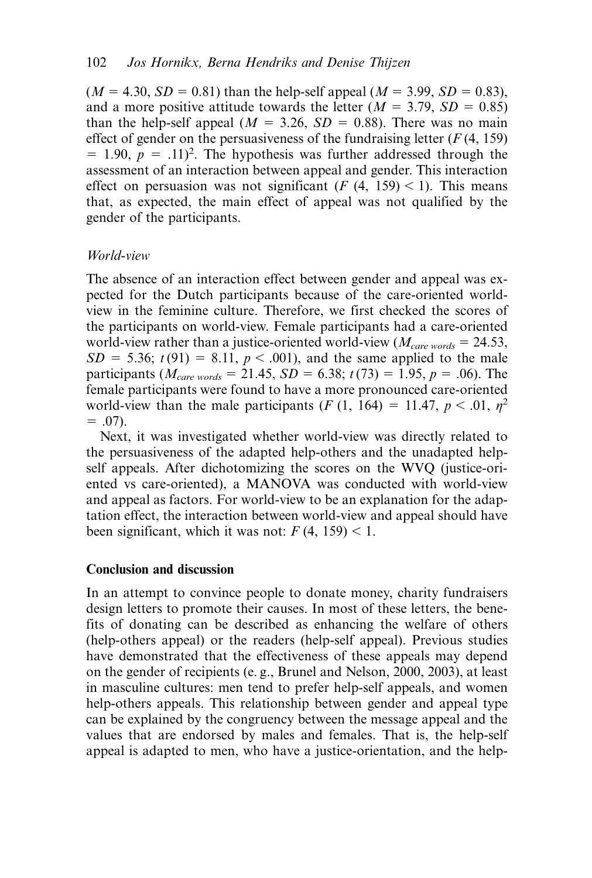($M = 4.30$, $SD = 0.81$) than the help-self appeal ($M = 3.99$, $SD = 0.83$), and a more positive attitude towards the letter ($M = 3.79$, $SD = 0.85$) than the help-self appeal ($M = 3.26$, $SD = 0.88$). There was no main effect of gender on the persuasiveness of the fundraising letter ($F(4, 159) = 1.90$, $p = .11$)[2]. The hypothesis was further addressed through the assessment of an interaction between appeal and gender. This interaction effect on persuasion was not significant ($F(4, 159) < 1$). This means that, as expected, the main effect of appeal was not qualified by the gender of the participants.

### *World-view*

The absence of an interaction effect between gender and appeal was expected for the Dutch participants because of the care-oriented world-view in the feminine culture. Therefore, we first checked the scores of the participants on world-view. Female participants had a care-oriented world-view rather than a justice-oriented world-view ($M_{care\ words} = 24.53$, $SD = 5.36$; $t(91) = 8.11$, $p < .001$), and the same applied to the male participants ($M_{care\ words} = 21.45$, $SD = 6.38$; $t(73) = 1.95$, $p = .06$). The female participants were found to have a more pronounced care-oriented world-view than the male participants ($F(1, 164) = 11.47$, $p < .01$, $\eta^2 = .07$).

Next, it was investigated whether world-view was directly related to the persuasiveness of the adapted help-others and the unadapted help-self appeals. After dichotomizing the scores on the WVQ (justice-oriented vs care-oriented), a MANOVA was conducted with world-view and appeal as factors. For world-view to be an explanation for the adaptation effect, the interaction between world-view and appeal should have been significant, which it was not: $F(4, 159) < 1$.

## Conclusion and discussion

In an attempt to convince people to donate money, charity fundraisers design letters to promote their causes. In most of these letters, the benefits of donating can be described as enhancing the welfare of others (help-others appeal) or the readers (help-self appeal). Previous studies have demonstrated that the effectiveness of these appeals may depend on the gender of recipients (e. g., Brunel and Nelson, 2000, 2003), at least in masculine cultures: men tend to prefer help-self appeals, and women help-others appeals. This relationship between gender and appeal type can be explained by the congruency between the message appeal and the values that are endorsed by males and females. That is, the help-self appeal is adapted to men, who have a justice-orientation, and the help-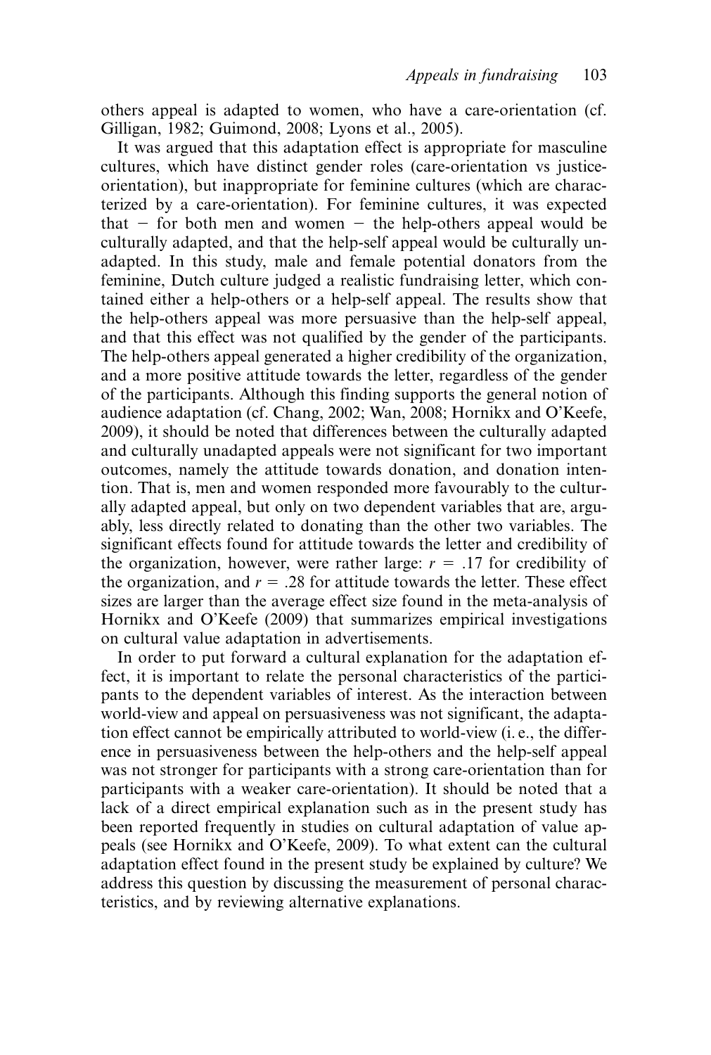others appeal is adapted to women, who have a care-orientation (cf. Gilligan, 1982; Guimond, 2008; Lyons et al., 2005).

It was argued that this adaptation effect is appropriate for masculine cultures, which have distinct gender roles (care-orientation vs justice-orientation), but inappropriate for feminine cultures (which are characterized by a care-orientation). For feminine cultures, it was expected that – for both men and women – the help-others appeal would be culturally adapted, and that the help-self appeal would be culturally unadapted. In this study, male and female potential donators from the feminine, Dutch culture judged a realistic fundraising letter, which contained either a help-others or a help-self appeal. The results show that the help-others appeal was more persuasive than the help-self appeal, and that this effect was not qualified by the gender of the participants. The help-others appeal generated a higher credibility of the organization, and a more positive attitude towards the letter, regardless of the gender of the participants. Although this finding supports the general notion of audience adaptation (cf. Chang, 2002; Wan, 2008; Hornikx and O'Keefe, 2009), it should be noted that differences between the culturally adapted and culturally unadapted appeals were not significant for two important outcomes, namely the attitude towards donation, and donation intention. That is, men and women responded more favourably to the culturally adapted appeal, but only on two dependent variables that are, arguably, less directly related to donating than the other two variables. The significant effects found for attitude towards the letter and credibility of the organization, however, were rather large: $r = .17$ for credibility of the organization, and $r = .28$ for attitude towards the letter. These effect sizes are larger than the average effect size found in the meta-analysis of Hornikx and O'Keefe (2009) that summarizes empirical investigations on cultural value adaptation in advertisements.

In order to put forward a cultural explanation for the adaptation effect, it is important to relate the personal characteristics of the participants to the dependent variables of interest. As the interaction between world-view and appeal on persuasiveness was not significant, the adaptation effect cannot be empirically attributed to world-view (i. e., the difference in persuasiveness between the help-others and the help-self appeal was not stronger for participants with a strong care-orientation than for participants with a weaker care-orientation). It should be noted that a lack of a direct empirical explanation such as in the present study has been reported frequently in studies on cultural adaptation of value appeals (see Hornikx and O'Keefe, 2009). To what extent can the cultural adaptation effect found in the present study be explained by culture? We address this question by discussing the measurement of personal characteristics, and by reviewing alternative explanations.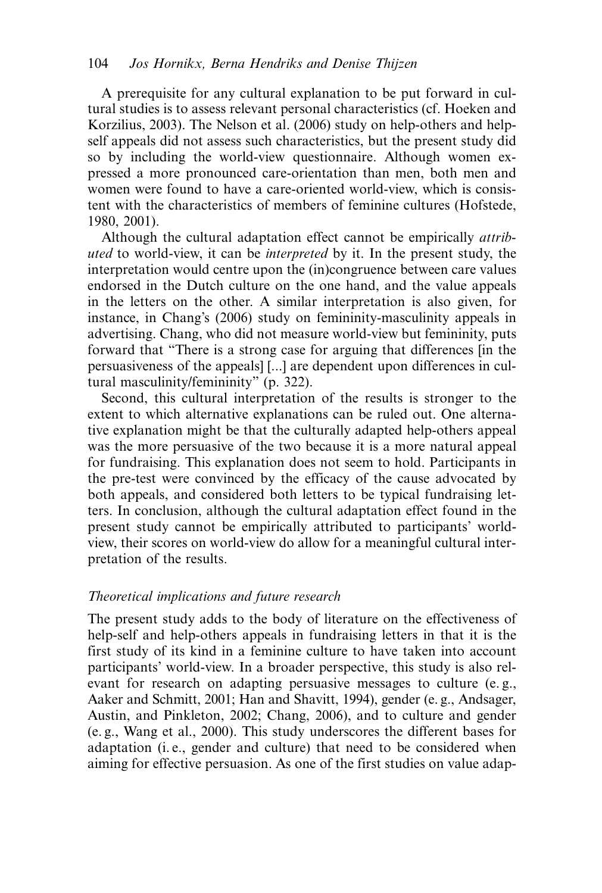A prerequisite for any cultural explanation to be put forward in cultural studies is to assess relevant personal characteristics (cf. Hoeken and Korzilius, 2003). The Nelson et al. (2006) study on help-others and help-self appeals did not assess such characteristics, but the present study did so by including the world-view questionnaire. Although women expressed a more pronounced care-orientation than men, both men and women were found to have a care-oriented world-view, which is consistent with the characteristics of members of feminine cultures (Hofstede, 1980, 2001).

Although the cultural adaptation effect cannot be empirically *attributed* to world-view, it can be *interpreted* by it. In the present study, the interpretation would centre upon the (in)congruence between care values endorsed in the Dutch culture on the one hand, and the value appeals in the letters on the other. A similar interpretation is also given, for instance, in Chang's (2006) study on femininity-masculinity appeals in advertising. Chang, who did not measure world-view but femininity, puts forward that "There is a strong case for arguing that differences [in the persuasiveness of the appeals] [...] are dependent upon differences in cultural masculinity/femininity" (p. 322).

Second, this cultural interpretation of the results is stronger to the extent to which alternative explanations can be ruled out. One alternative explanation might be that the culturally adapted help-others appeal was the more persuasive of the two because it is a more natural appeal for fundraising. This explanation does not seem to hold. Participants in the pre-test were convinced by the efficacy of the cause advocated by both appeals, and considered both letters to be typical fundraising letters. In conclusion, although the cultural adaptation effect found in the present study cannot be empirically attributed to participants' world-view, their scores on world-view do allow for a meaningful cultural interpretation of the results.

### *Theoretical implications and future research*

The present study adds to the body of literature on the effectiveness of help-self and help-others appeals in fundraising letters in that it is the first study of its kind in a feminine culture to have taken into account participants' world-view. In a broader perspective, this study is also relevant for research on adapting persuasive messages to culture (e. g., Aaker and Schmitt, 2001; Han and Shavitt, 1994), gender (e. g., Andsager, Austin, and Pinkleton, 2002; Chang, 2006), and to culture and gender (e. g., Wang et al., 2000). This study underscores the different bases for adaptation (i. e., gender and culture) that need to be considered when aiming for effective persuasion. As one of the first studies on value adap-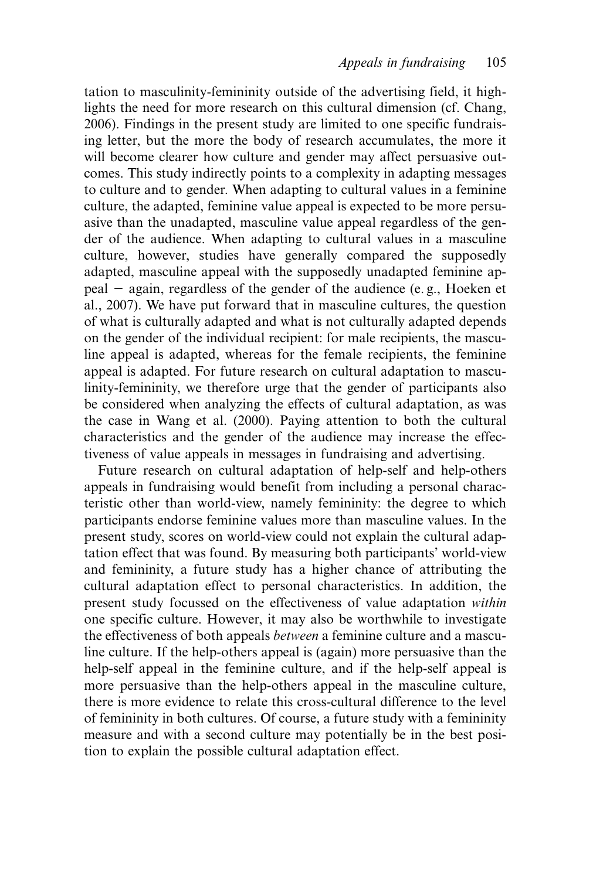tation to masculinity-femininity outside of the advertising field, it highlights the need for more research on this cultural dimension (cf. Chang, 2006). Findings in the present study are limited to one specific fundraising letter, but the more the body of research accumulates, the more it will become clearer how culture and gender may affect persuasive outcomes. This study indirectly points to a complexity in adapting messages to culture and to gender. When adapting to cultural values in a feminine culture, the adapted, feminine value appeal is expected to be more persuasive than the unadapted, masculine value appeal regardless of the gender of the audience. When adapting to cultural values in a masculine culture, however, studies have generally compared the supposedly adapted, masculine appeal with the supposedly unadapted feminine appeal – again, regardless of the gender of the audience (e. g., Hoeken et al., 2007). We have put forward that in masculine cultures, the question of what is culturally adapted and what is not culturally adapted depends on the gender of the individual recipient: for male recipients, the masculine appeal is adapted, whereas for the female recipients, the feminine appeal is adapted. For future research on cultural adaptation to masculinity-femininity, we therefore urge that the gender of participants also be considered when analyzing the effects of cultural adaptation, as was the case in Wang et al. (2000). Paying attention to both the cultural characteristics and the gender of the audience may increase the effectiveness of value appeals in messages in fundraising and advertising.

Future research on cultural adaptation of help-self and help-others appeals in fundraising would benefit from including a personal characteristic other than world-view, namely femininity: the degree to which participants endorse feminine values more than masculine values. In the present study, scores on world-view could not explain the cultural adaptation effect that was found. By measuring both participants' world-view and femininity, a future study has a higher chance of attributing the cultural adaptation effect to personal characteristics. In addition, the present study focussed on the effectiveness of value adaptation *within* one specific culture. However, it may also be worthwhile to investigate the effectiveness of both appeals *between* a feminine culture and a masculine culture. If the help-others appeal is (again) more persuasive than the help-self appeal in the feminine culture, and if the help-self appeal is more persuasive than the help-others appeal in the masculine culture, there is more evidence to relate this cross-cultural difference to the level of femininity in both cultures. Of course, a future study with a femininity measure and with a second culture may potentially be in the best position to explain the possible cultural adaptation effect.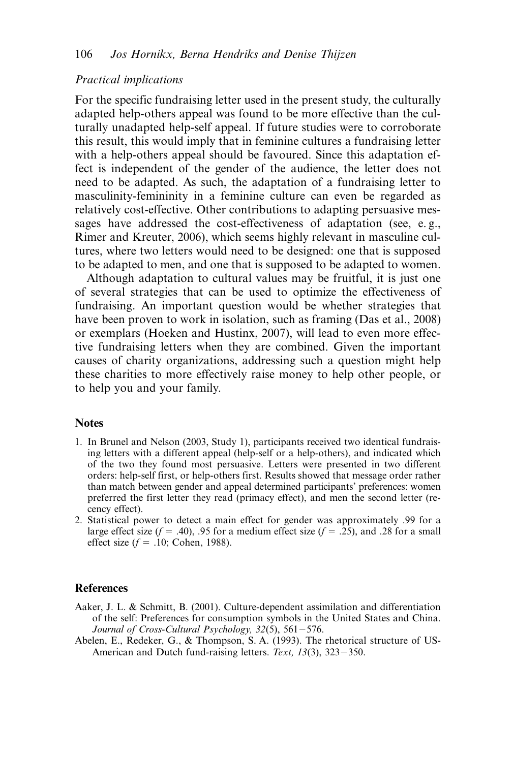*Practical implications*

For the specific fundraising letter used in the present study, the culturally adapted help-others appeal was found to be more effective than the culturally unadapted help-self appeal. If future studies were to corroborate this result, this would imply that in feminine cultures a fundraising letter with a help-others appeal should be favoured. Since this adaptation effect is independent of the gender of the audience, the letter does not need to be adapted. As such, the adaptation of a fundraising letter to masculinity-femininity in a feminine culture can even be regarded as relatively cost-effective. Other contributions to adapting persuasive messages have addressed the cost-effectiveness of adaptation (see, e. g., Rimer and Kreuter, 2006), which seems highly relevant in masculine cultures, where two letters would need to be designed: one that is supposed to be adapted to men, and one that is supposed to be adapted to women.

Although adaptation to cultural values may be fruitful, it is just one of several strategies that can be used to optimize the effectiveness of fundraising. An important question would be whether strategies that have been proven to work in isolation, such as framing (Das et al., 2008) or exemplars (Hoeken and Hustinx, 2007), will lead to even more effective fundraising letters when they are combined. Given the important causes of charity organizations, addressing such a question might help these charities to more effectively raise money to help other people, or to help you and your family.

## Notes

1. In Brunel and Nelson (2003, Study 1), participants received two identical fundraising letters with a different appeal (help-self or a help-others), and indicated which of the two they found most persuasive. Letters were presented in two different orders: help-self first, or help-others first. Results showed that message order rather than match between gender and appeal determined participants' preferences: women preferred the first letter they read (primacy effect), and men the second letter (recency effect).
2. Statistical power to detect a main effect for gender was approximately .99 for a large effect size ($f$ = .40), .95 for a medium effect size ($f$ = .25), and .28 for a small effect size ($f$ = .10; Cohen, 1988).

## References

Aaker, J. L. & Schmitt, B. (2001). Culture-dependent assimilation and differentiation of the self: Preferences for consumption symbols in the United States and China. *Journal of Cross-Cultural Psychology, 32*(5), 561–576.

Abelen, E., Redeker, G., & Thompson, S. A. (1993). The rhetorical structure of US-American and Dutch fund-raising letters. *Text, 13*(3), 323–350.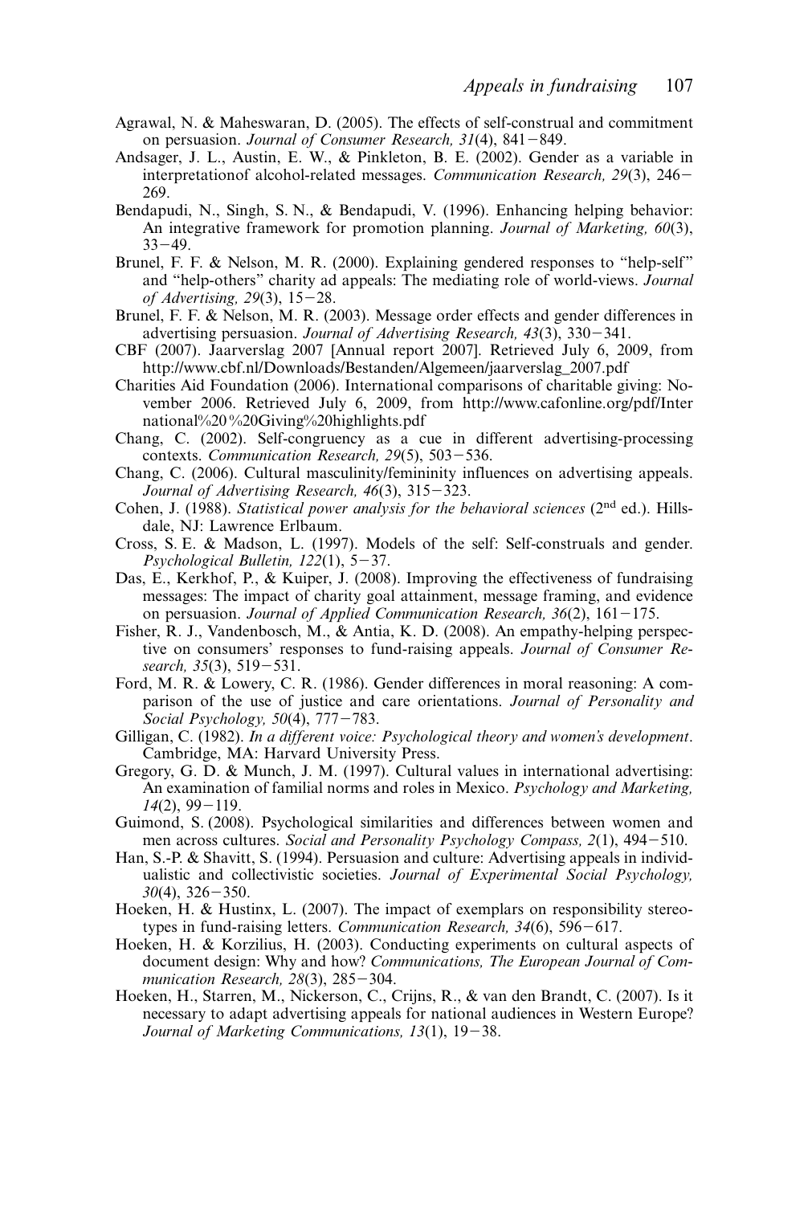Agrawal, N. & Maheswaran, D. (2005). The effects of self-construal and commitment on persuasion. *Journal of Consumer Research, 31*(4), 841–849.

Andsager, J. L., Austin, E. W., & Pinkleton, B. E. (2002). Gender as a variable in interpretationof alcohol-related messages. *Communication Research, 29*(3), 246–269.

Bendapudi, N., Singh, S. N., & Bendapudi, V. (1996). Enhancing helping behavior: An integrative framework for promotion planning. *Journal of Marketing, 60*(3), 33–49.

Brunel, F. F. & Nelson, M. R. (2000). Explaining gendered responses to "help-self" and "help-others" charity ad appeals: The mediating role of world-views. *Journal of Advertising, 29*(3), 15–28.

Brunel, F. F. & Nelson, M. R. (2003). Message order effects and gender differences in advertising persuasion. *Journal of Advertising Research, 43*(3), 330–341.

CBF (2007). Jaarverslag 2007 [Annual report 2007]. Retrieved July 6, 2009, from http://www.cbf.nl/Downloads/Bestanden/Algemeen/jaarverslag_2007.pdf

Charities Aid Foundation (2006). International comparisons of charitable giving: November 2006. Retrieved July 6, 2009, from http://www.cafonline.org/pdf/International%20%20Giving%20highlights.pdf

Chang, C. (2002). Self-congruency as a cue in different advertising-processing contexts. *Communication Research, 29*(5), 503–536.

Chang, C. (2006). Cultural masculinity/femininity influences on advertising appeals. *Journal of Advertising Research, 46*(3), 315–323.

Cohen, J. (1988). *Statistical power analysis for the behavioral sciences* (2nd ed.). Hillsdale, NJ: Lawrence Erlbaum.

Cross, S. E. & Madson, L. (1997). Models of the self: Self-construals and gender. *Psychological Bulletin, 122*(1), 5–37.

Das, E., Kerkhof, P., & Kuiper, J. (2008). Improving the effectiveness of fundraising messages: The impact of charity goal attainment, message framing, and evidence on persuasion. *Journal of Applied Communication Research, 36*(2), 161–175.

Fisher, R. J., Vandenbosch, M., & Antia, K. D. (2008). An empathy-helping perspective on consumers' responses to fund-raising appeals. *Journal of Consumer Research, 35*(3), 519–531.

Ford, M. R. & Lowery, C. R. (1986). Gender differences in moral reasoning: A comparison of the use of justice and care orientations. *Journal of Personality and Social Psychology, 50*(4), 777–783.

Gilligan, C. (1982). *In a different voice: Psychological theory and women's development*. Cambridge, MA: Harvard University Press.

Gregory, G. D. & Munch, J. M. (1997). Cultural values in international advertising: An examination of familial norms and roles in Mexico. *Psychology and Marketing, 14*(2), 99–119.

Guimond, S. (2008). Psychological similarities and differences between women and men across cultures. *Social and Personality Psychology Compass, 2*(1), 494–510.

Han, S.-P. & Shavitt, S. (1994). Persuasion and culture: Advertising appeals in individualistic and collectivistic societies. *Journal of Experimental Social Psychology, 30*(4), 326–350.

Hoeken, H. & Hustinx, L. (2007). The impact of exemplars on responsibility stereotypes in fund-raising letters. *Communication Research, 34*(6), 596–617.

Hoeken, H. & Korzilius, H. (2003). Conducting experiments on cultural aspects of document design: Why and how? *Communications, The European Journal of Communication Research, 28*(3), 285–304.

Hoeken, H., Starren, M., Nickerson, C., Crijns, R., & van den Brandt, C. (2007). Is it necessary to adapt advertising appeals for national audiences in Western Europe? *Journal of Marketing Communications, 13*(1), 19–38.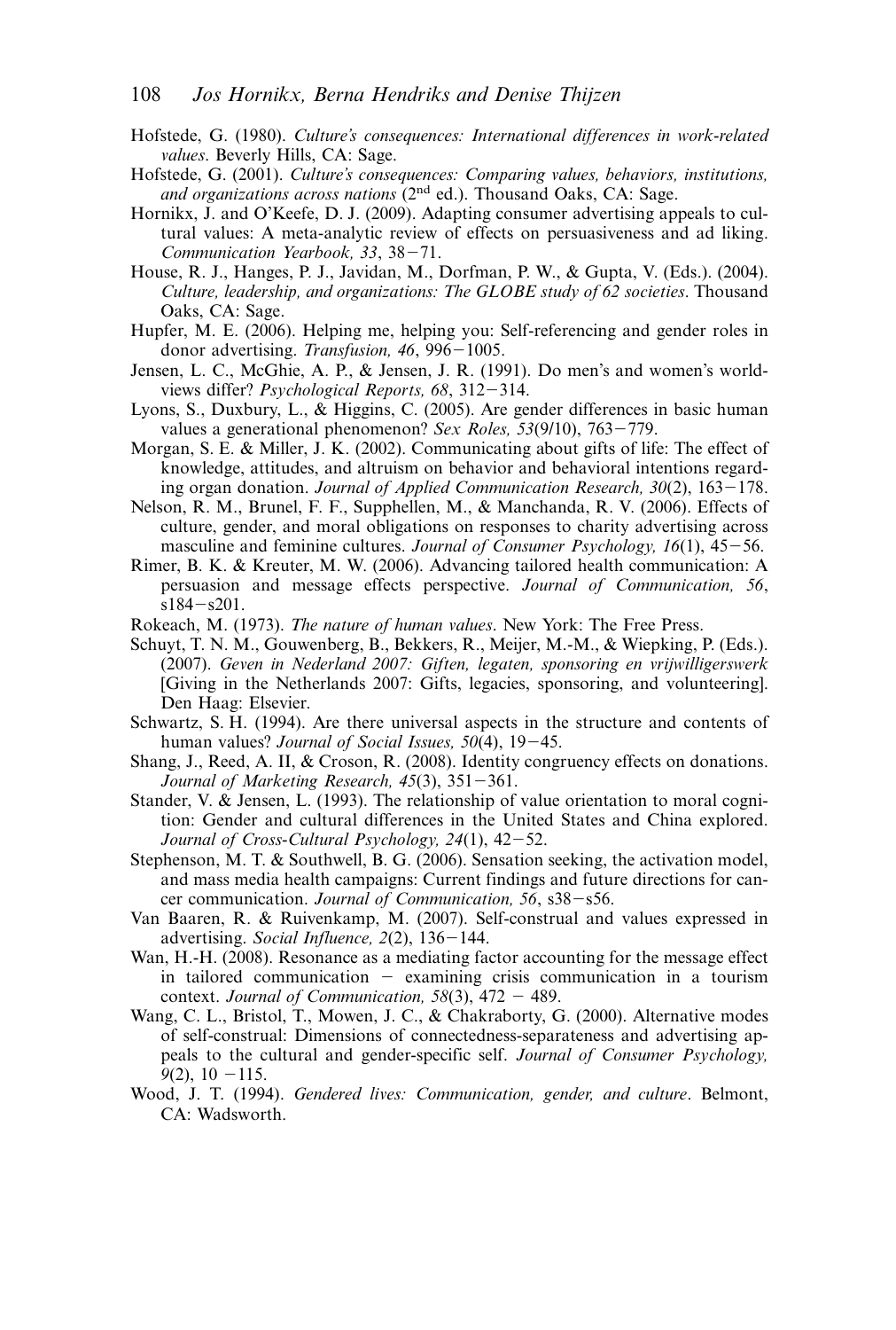Hofstede, G. (1980). *Culture's consequences: International differences in work-related values*. Beverly Hills, CA: Sage.

Hofstede, G. (2001). *Culture's consequences: Comparing values, behaviors, institutions, and organizations across nations* (2nd ed.). Thousand Oaks, CA: Sage.

Hornikx, J. and O'Keefe, D. J. (2009). Adapting consumer advertising appeals to cultural values: A meta-analytic review of effects on persuasiveness and ad liking. *Communication Yearbook, 33*, 38–71.

House, R. J., Hanges, P. J., Javidan, M., Dorfman, P. W., & Gupta, V. (Eds.). (2004). *Culture, leadership, and organizations: The GLOBE study of 62 societies*. Thousand Oaks, CA: Sage.

Hupfer, M. E. (2006). Helping me, helping you: Self-referencing and gender roles in donor advertising. *Transfusion, 46*, 996–1005.

Jensen, L. C., McGhie, A. P., & Jensen, J. R. (1991). Do men's and women's worldviews differ? *Psychological Reports, 68*, 312–314.

Lyons, S., Duxbury, L., & Higgins, C. (2005). Are gender differences in basic human values a generational phenomenon? *Sex Roles, 53*(9/10), 763–779.

Morgan, S. E. & Miller, J. K. (2002). Communicating about gifts of life: The effect of knowledge, attitudes, and altruism on behavior and behavioral intentions regarding organ donation. *Journal of Applied Communication Research, 30*(2), 163–178.

Nelson, R. M., Brunel, F. F., Supphellen, M., & Manchanda, R. V. (2006). Effects of culture, gender, and moral obligations on responses to charity advertising across masculine and feminine cultures. *Journal of Consumer Psychology, 16*(1), 45–56.

Rimer, B. K. & Kreuter, M. W. (2006). Advancing tailored health communication: A persuasion and message effects perspective. *Journal of Communication, 56*, s184–s201.

Rokeach, M. (1973). *The nature of human values*. New York: The Free Press.

Schuyt, T. N. M., Gouwenberg, B., Bekkers, R., Meijer, M.-M., & Wiepking, P. (Eds.). (2007). *Geven in Nederland 2007: Giften, legaten, sponsoring en vrijwilligerswerk* [Giving in the Netherlands 2007: Gifts, legacies, sponsoring, and volunteering]. Den Haag: Elsevier.

Schwartz, S. H. (1994). Are there universal aspects in the structure and contents of human values? *Journal of Social Issues, 50*(4), 19–45.

Shang, J., Reed, A. II, & Croson, R. (2008). Identity congruency effects on donations. *Journal of Marketing Research, 45*(3), 351–361.

Stander, V. & Jensen, L. (1993). The relationship of value orientation to moral cognition: Gender and cultural differences in the United States and China explored. *Journal of Cross-Cultural Psychology, 24*(1), 42–52.

Stephenson, M. T. & Southwell, B. G. (2006). Sensation seeking, the activation model, and mass media health campaigns: Current findings and future directions for cancer communication. *Journal of Communication, 56*, s38–s56.

Van Baaren, R. & Ruivenkamp, M. (2007). Self-construal and values expressed in advertising. *Social Influence, 2*(2), 136–144.

Wan, H.-H. (2008). Resonance as a mediating factor accounting for the message effect in tailored communication – examining crisis communication in a tourism context. *Journal of Communication, 58*(3), 472 – 489.

Wang, C. L., Bristol, T., Mowen, J. C., & Chakraborty, G. (2000). Alternative modes of self-construal: Dimensions of connectedness-separateness and advertising appeals to the cultural and gender-specific self. *Journal of Consumer Psychology, 9*(2), 10 –115.

Wood, J. T. (1994). *Gendered lives: Communication, gender, and culture*. Belmont, CA: Wadsworth.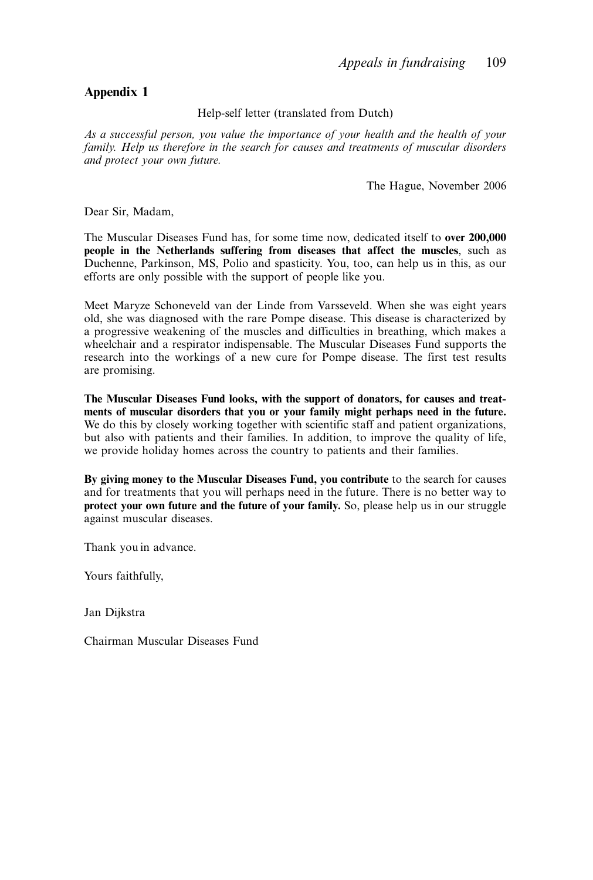## Appendix 1

Help-self letter (translated from Dutch)

*As a successful person, you value the importance of your health and the health of your family. Help us therefore in the search for causes and treatments of muscular disorders and protect your own future.*

The Hague, November 2006

Dear Sir, Madam,

The Muscular Diseases Fund has, for some time now, dedicated itself to **over 200,000 people in the Netherlands suffering from diseases that affect the muscles**, such as Duchenne, Parkinson, MS, Polio and spasticity. You, too, can help us in this, as our efforts are only possible with the support of people like you.

Meet Maryze Schoneveld van der Linde from Varsseveld. When she was eight years old, she was diagnosed with the rare Pompe disease. This disease is characterized by a progressive weakening of the muscles and difficulties in breathing, which makes a wheelchair and a respirator indispensable. The Muscular Diseases Fund supports the research into the workings of a new cure for Pompe disease. The first test results are promising.

**The Muscular Diseases Fund looks, with the support of donators, for causes and treatments of muscular disorders that you or your family might perhaps need in the future.** We do this by closely working together with scientific staff and patient organizations, but also with patients and their families. In addition, to improve the quality of life, we provide holiday homes across the country to patients and their families.

**By giving money to the Muscular Diseases Fund, you contribute** to the search for causes and for treatments that you will perhaps need in the future. There is no better way to **protect your own future and the future of your family.** So, please help us in our struggle against muscular diseases.

Thank you in advance.

Yours faithfully,

Jan Dijkstra

Chairman Muscular Diseases Fund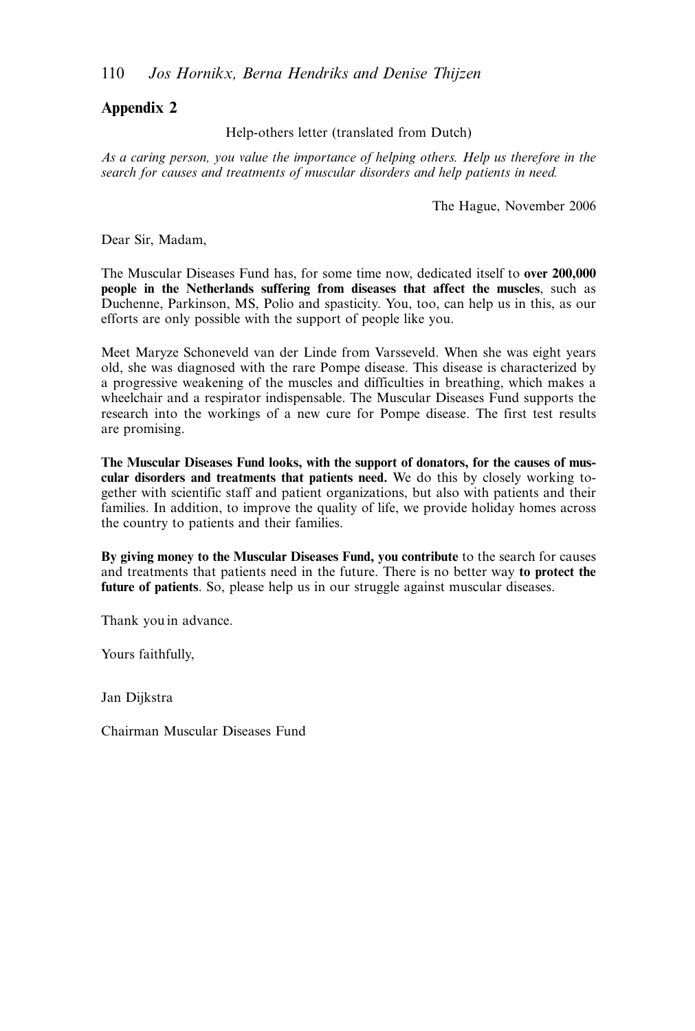## Appendix 2

Help-others letter (translated from Dutch)

*As a caring person, you value the importance of helping others. Help us therefore in the search for causes and treatments of muscular disorders and help patients in need.*

The Hague, November 2006

Dear Sir, Madam,

The Muscular Diseases Fund has, for some time now, dedicated itself to **over 200,000 people in the Netherlands suffering from diseases that affect the muscles**, such as Duchenne, Parkinson, MS, Polio and spasticity. You, too, can help us in this, as our efforts are only possible with the support of people like you.

Meet Maryze Schoneveld van der Linde from Varsseveld. When she was eight years old, she was diagnosed with the rare Pompe disease. This disease is characterized by a progressive weakening of the muscles and difficulties in breathing, which makes a wheelchair and a respirator indispensable. The Muscular Diseases Fund supports the research into the workings of a new cure for Pompe disease. The first test results are promising.

**The Muscular Diseases Fund looks, with the support of donators, for the causes of muscular disorders and treatments that patients need.** We do this by closely working together with scientific staff and patient organizations, but also with patients and their families. In addition, to improve the quality of life, we provide holiday homes across the country to patients and their families.

**By giving money to the Muscular Diseases Fund, you contribute** to the search for causes and treatments that patients need in the future. There is no better way **to protect the future of patients**. So, please help us in our struggle against muscular diseases.

Thank you in advance.

Yours faithfully,

Jan Dijkstra

Chairman Muscular Diseases Fund